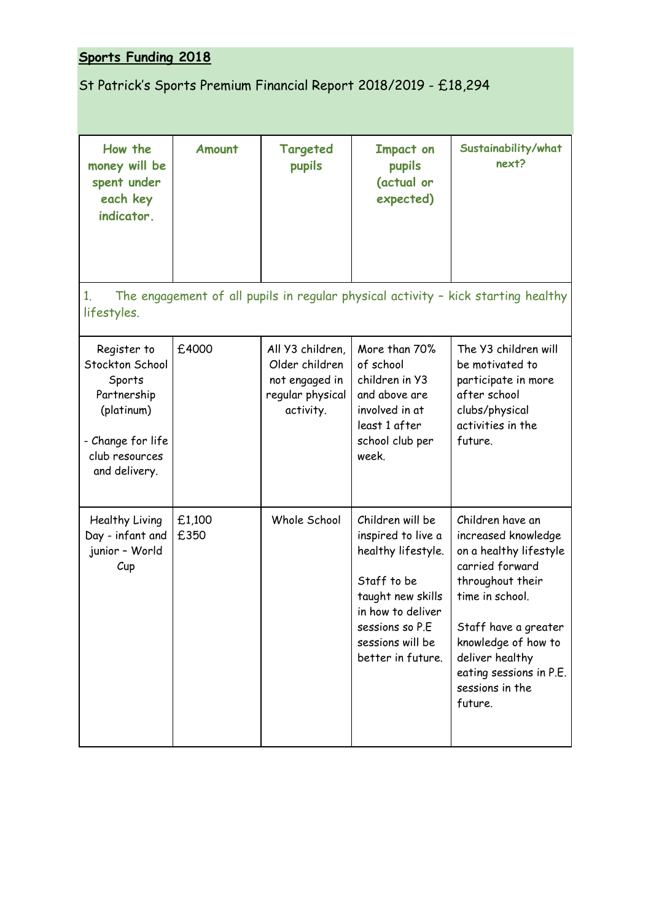**Sports Funding 2018**

St Patrick's Sports Premium Financial Report 2018/2019 - £18,294

| How the money will be spent under each key indicator. | Amount | Targeted pupils | Impact on pupils (actual or expected) | Sustainability/what next? |
|---|---|---|---|---|
| 1. The engagement of all pupils in regular physical activity – kick starting healthy lifestyles. | | | | |
| Register to Stockton School Sports Partnership (platinum)<br><br>- Change for life club resources and delivery. | £4000 | All Y3 children, Older children not engaged in regular physical activity. | More than 70% of school children in Y3 and above are involved in at least 1 after school club per week. | The Y3 children will be motivated to participate in more after school clubs/physical activities in the future. |
| Healthy Living Day - infant and junior – World Cup | £1,100<br>£350 | Whole School | Children will be inspired to live a healthy lifestyle.<br><br>Staff to be taught new skills in how to deliver sessions so P.E sessions will be better in future. | Children have an increased knowledge on a healthy lifestyle carried forward throughout their time in school.<br><br>Staff have a greater knowledge of how to deliver healthy eating sessions in P.E. sessions in the future. |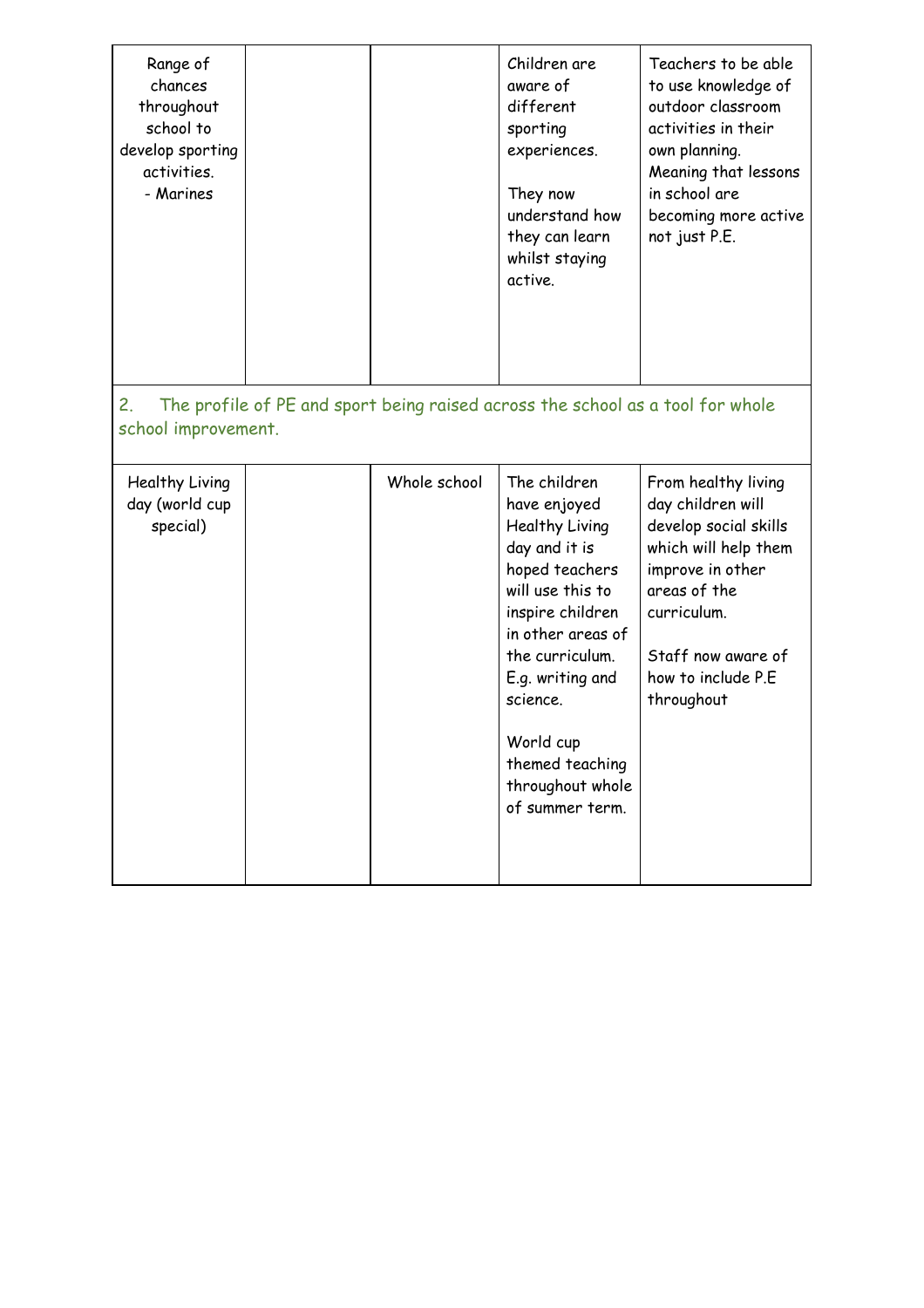| | | | | |
|---|---|---|---|---|
| Range of chances throughout school to develop sporting activities.<br>- Marines | | | Children are aware of different sporting experiences.<br><br>They now understand how they can learn whilst staying active. | Teachers to be able to use knowledge of outdoor classroom activities in their own planning. Meaning that lessons in school are becoming more active not just P.E. |
| 2. The profile of PE and sport being raised across the school as a tool for whole school improvement. | | | | |
| Healthy Living day (world cup special) | | Whole school | The children have enjoyed Healthy Living day and it is hoped teachers will use this to inspire children in other areas of the curriculum. E.g. writing and science.<br><br>World cup themed teaching throughout whole of summer term. | From healthy living day children will develop social skills which will help them improve in other areas of the curriculum.<br><br>Staff now aware of how to include P.E throughout |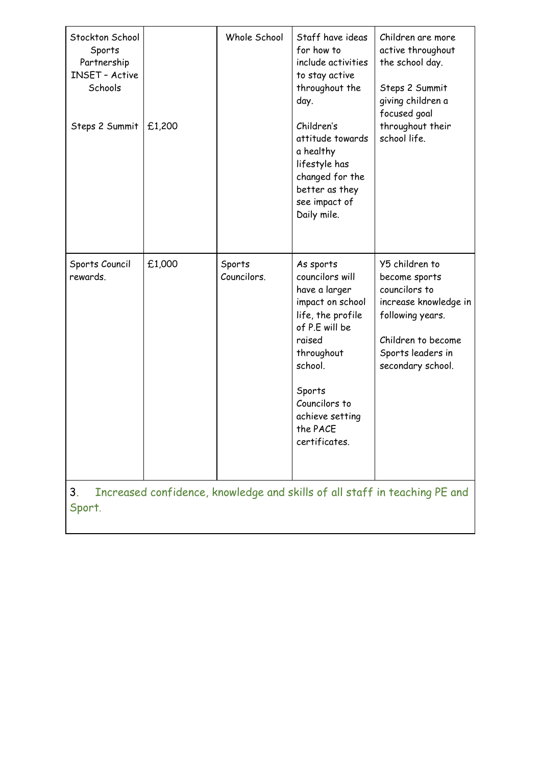| | | | | |
|---|---|---|---|---|
| Stockton School Sports Partnership INSET – Active Schools<br><br>Steps 2 Summit | <br><br><br><br><br>£1,200 | Whole School | Staff have ideas for how to include activities to stay active throughout the day.<br><br>Children's attitude towards a healthy lifestyle has changed for the better as they see impact of Daily mile. | Children are more active throughout the school day.<br><br>Steps 2 Summit giving children a focused goal throughout their school life. |
| Sports Council rewards. | £1,000 | Sports Councilors. | As sports councilors will have a larger impact on school life, the profile of P.E will be raised throughout school.<br><br>Sports Councilors to achieve setting the PACE certificates. | Y5 children to become sports councilors to increase knowledge in following years.<br><br>Children to become Sports leaders in secondary school. |
| 3. Increased confidence, knowledge and skills of all staff in teaching PE and Sport. | | | | |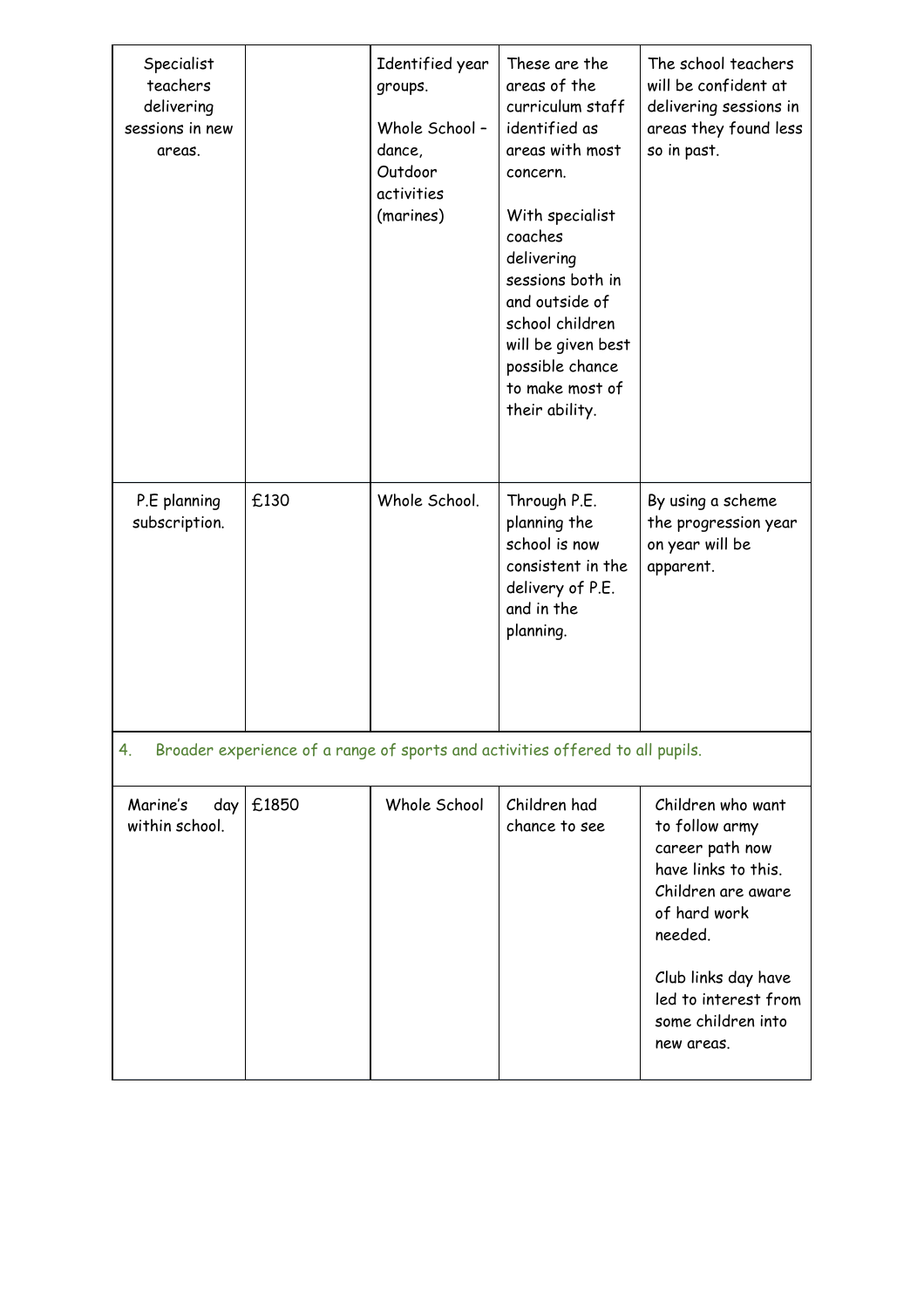| | | | | |
|---|---|---|---|---|
| Specialist teachers delivering sessions in new areas. | | Identified year groups.<br><br>Whole School – dance, Outdoor activities (marines) | These are the areas of the curriculum staff identified as areas with most concern.<br><br>With specialist coaches delivering sessions both in and outside of school children will be given best possible chance to make most of their ability. | The school teachers will be confident at delivering sessions in areas they found less so in past. |
| P.E planning subscription. | £130 | Whole School. | Through P.E. planning the school is now consistent in the delivery of P.E. and in the planning. | By using a scheme the progression year on year will be apparent. |
| 4. Broader experience of a range of sports and activities offered to all pupils. | | | | |
| Marine's day within school. | £1850 | Whole School | Children had chance to see | Children who want to follow army career path now have links to this. Children are aware of hard work needed.<br><br>Club links day have led to interest from some children into new areas. |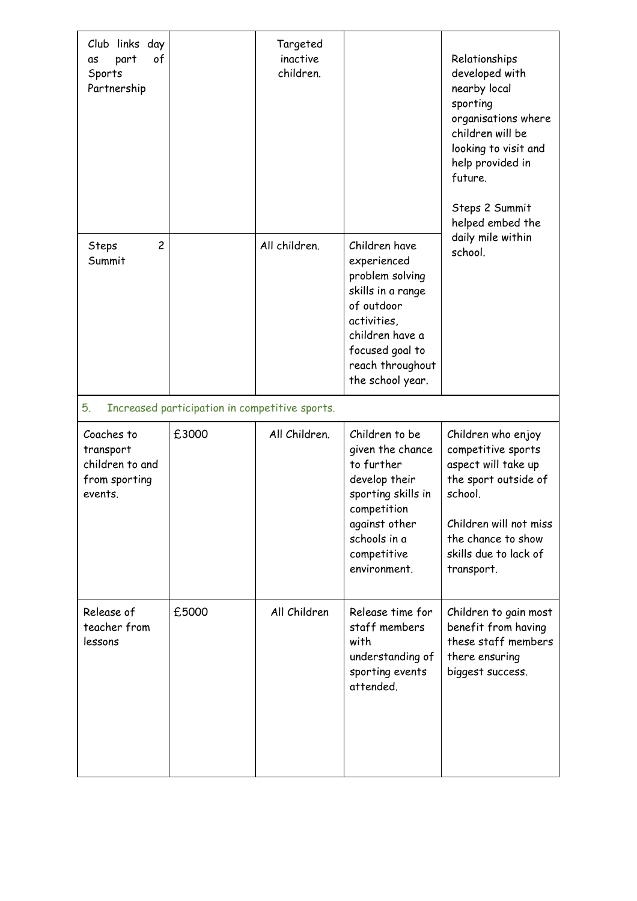| Club links day as part of Sports Partnership | | Targeted inactive children. | | Relationships developed with nearby local sporting organisations where children will be looking to visit and help provided in future. Steps 2 Summit helped embed the daily mile within school. |
|---|---|---|---|---|
| Steps 2 Summit | | All children. | Children have experienced problem solving skills in a range of outdoor activities, children have a focused goal to reach throughout the school year. | |
| 5. Increased participation in competitive sports. | | | | |
| Coaches to transport children to and from sporting events. | £3000 | All Children. | Children to be given the chance to further develop their sporting skills in competition against other schools in a competitive environment. | Children who enjoy competitive sports aspect will take up the sport outside of school. Children will not miss the chance to show skills due to lack of transport. |
| Release of teacher from lessons | £5000 | All Children | Release time for staff members with understanding of sporting events attended. | Children to gain most benefit from having these staff members there ensuring biggest success. |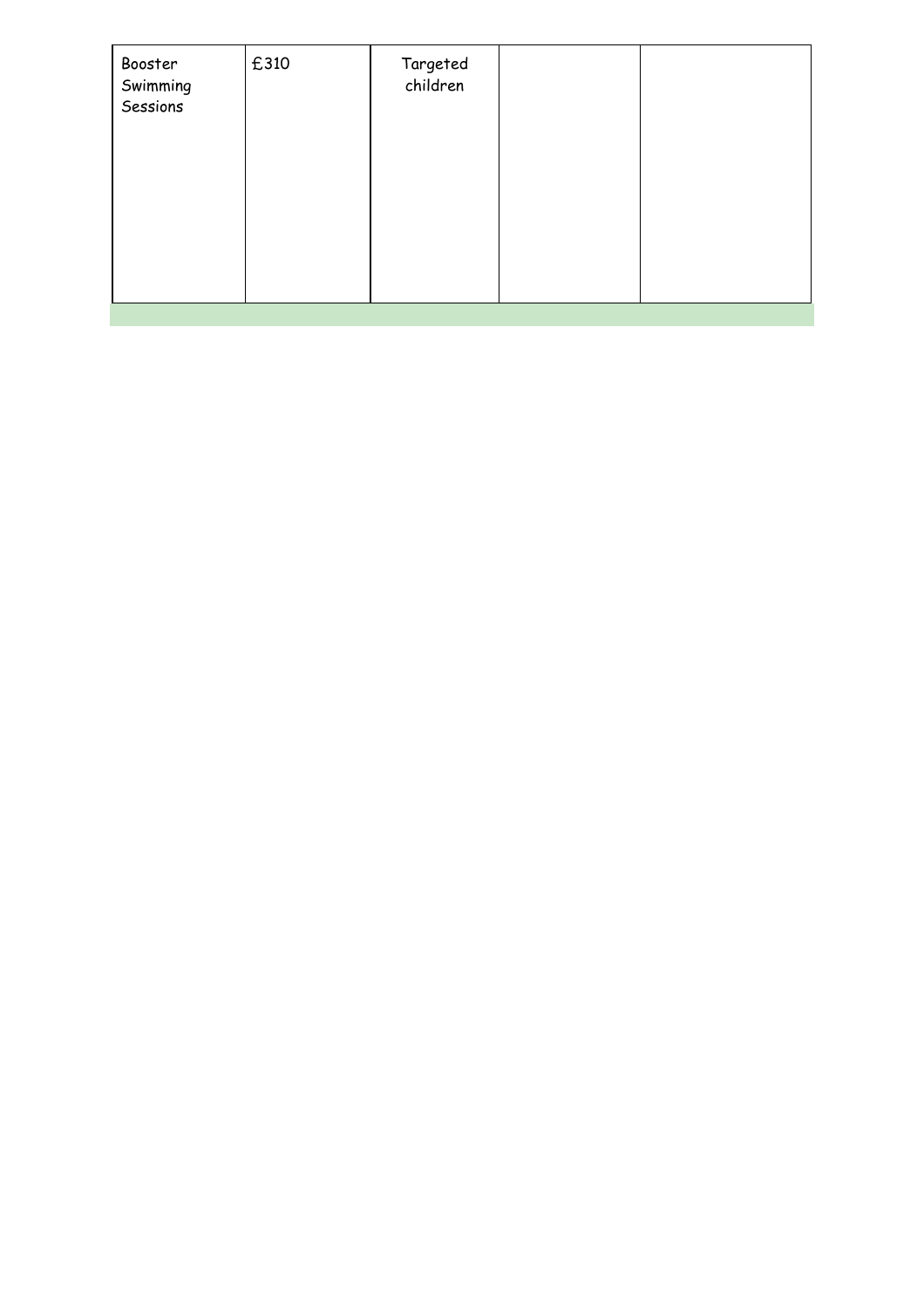| | | | | |
|---|---|---|---|---|
| Booster Swimming Sessions | £310 | Targeted children | | |